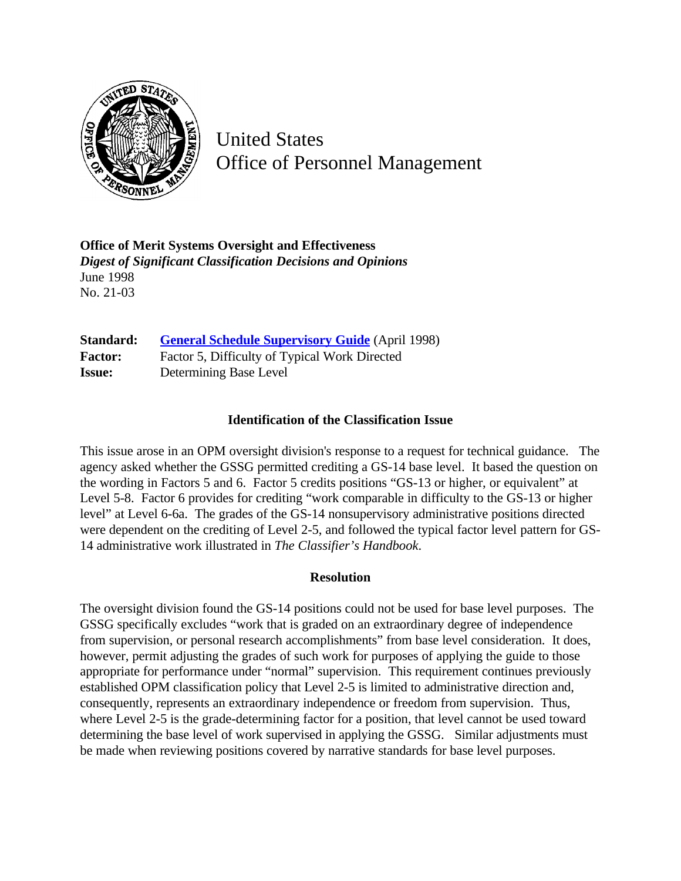United States
Office of Personnel Management

**Office of Merit Systems Oversight and Effectiveness**
***Digest of Significant Classification Decisions and Opinions***
June 1998
No. 21-03

| | |
|---|---|
| **Standard:** | General Schedule Supervisory Guide (April 1998) |
| **Factor:** | Factor 5, Difficulty of Typical Work Directed |
| **Issue:** | Determining Base Level |

### Identification of the Classification Issue

This issue arose in an OPM oversight division's response to a request for technical guidance. The agency asked whether the GSSG permitted crediting a GS-14 base level. It based the question on the wording in Factors 5 and 6. Factor 5 credits positions "GS-13 or higher, or equivalent" at Level 5-8. Factor 6 provides for crediting "work comparable in difficulty to the GS-13 or higher level" at Level 6-6a. The grades of the GS-14 nonsupervisory administrative positions directed were dependent on the crediting of Level 2-5, and followed the typical factor level pattern for GS-14 administrative work illustrated in *The Classifier's Handbook*.

### Resolution

The oversight division found the GS-14 positions could not be used for base level purposes. The GSSG specifically excludes "work that is graded on an extraordinary degree of independence from supervision, or personal research accomplishments" from base level consideration. It does, however, permit adjusting the grades of such work for purposes of applying the guide to those appropriate for performance under "normal" supervision. This requirement continues previously established OPM classification policy that Level 2-5 is limited to administrative direction and, consequently, represents an extraordinary independence or freedom from supervision. Thus, where Level 2-5 is the grade-determining factor for a position, that level cannot be used toward determining the base level of work supervised in applying the GSSG. Similar adjustments must be made when reviewing positions covered by narrative standards for base level purposes.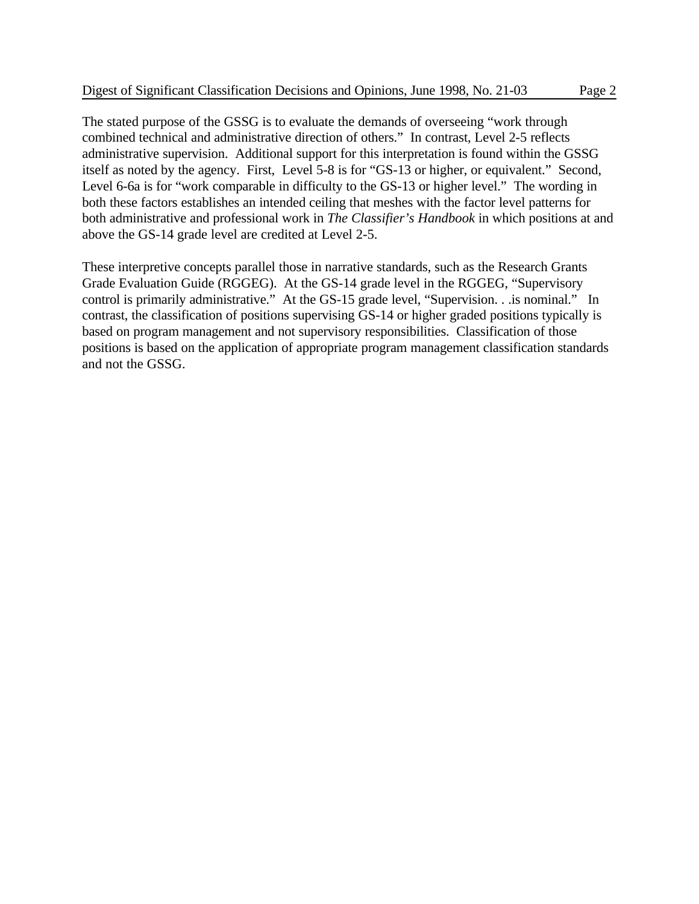The stated purpose of the GSSG is to evaluate the demands of overseeing "work through combined technical and administrative direction of others." In contrast, Level 2-5 reflects administrative supervision. Additional support for this interpretation is found within the GSSG itself as noted by the agency. First, Level 5-8 is for "GS-13 or higher, or equivalent." Second, Level 6-6a is for "work comparable in difficulty to the GS-13 or higher level." The wording in both these factors establishes an intended ceiling that meshes with the factor level patterns for both administrative and professional work in *The Classifier's Handbook* in which positions at and above the GS-14 grade level are credited at Level 2-5.

These interpretive concepts parallel those in narrative standards, such as the Research Grants Grade Evaluation Guide (RGGEG). At the GS-14 grade level in the RGGEG, "Supervisory control is primarily administrative." At the GS-15 grade level, "Supervision. . .is nominal." In contrast, the classification of positions supervising GS-14 or higher graded positions typically is based on program management and not supervisory responsibilities. Classification of those positions is based on the application of appropriate program management classification standards and not the GSSG.